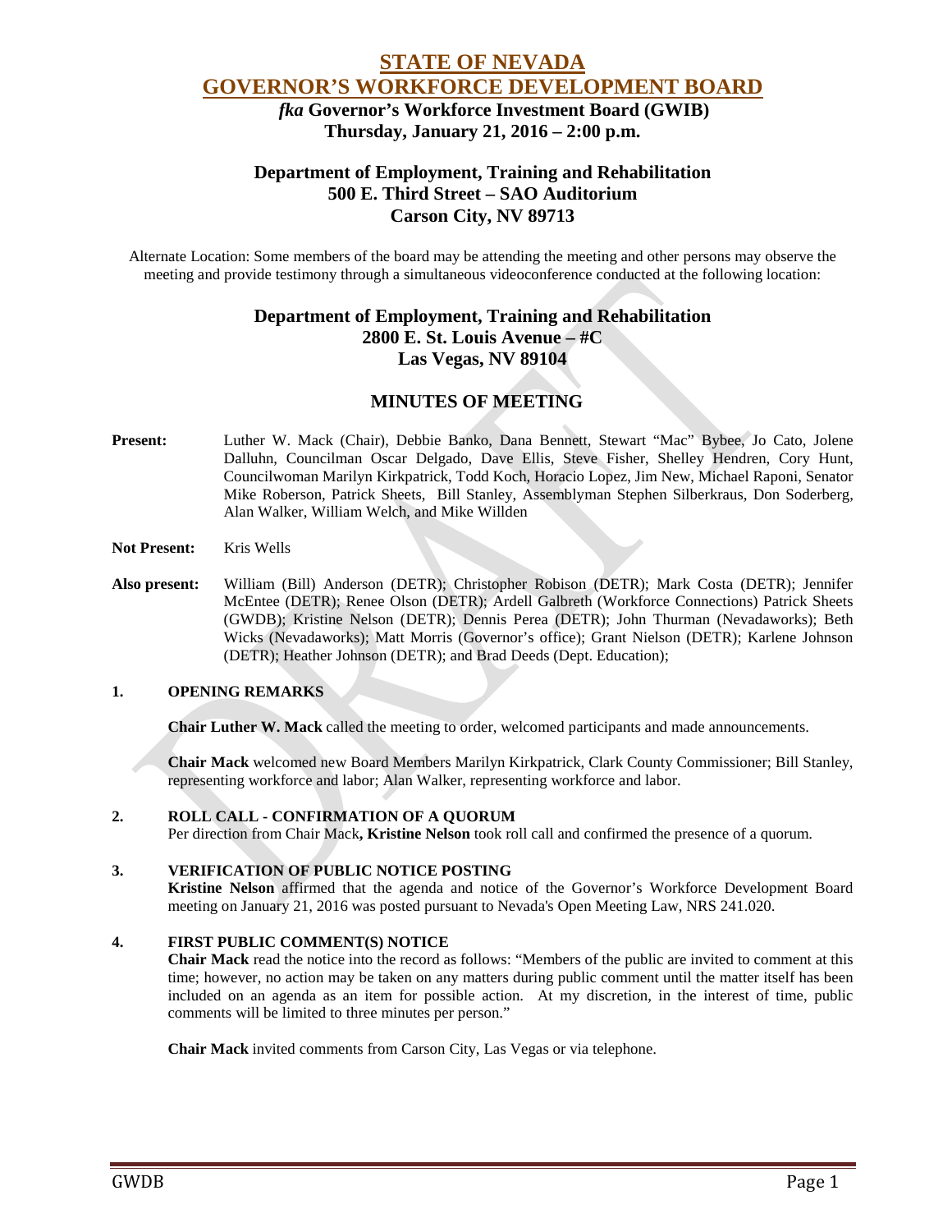# STATE OF NEVADA
# GOVERNOR'S WORKFORCE DEVELOPMENT BOARD

### *fka* Governor's Workforce Investment Board (GWIB)
### Thursday, January 21, 2016 – 2:00 p.m.

### Department of Employment, Training and Rehabilitation
### 500 E. Third Street – SAO Auditorium
### Carson City, NV 89713

Alternate Location: Some members of the board may be attending the meeting and other persons may observe the meeting and provide testimony through a simultaneous videoconference conducted at the following location:

### Department of Employment, Training and Rehabilitation
### 2800 E. St. Louis Avenue – #C
### Las Vegas, NV 89104

## MINUTES OF MEETING

**Present:** Luther W. Mack (Chair), Debbie Banko, Dana Bennett, Stewart "Mac" Bybee, Jo Cato, Jolene Dalluhn, Councilman Oscar Delgado, Dave Ellis, Steve Fisher, Shelley Hendren, Cory Hunt, Councilwoman Marilyn Kirkpatrick, Todd Koch, Horacio Lopez, Jim New, Michael Raponi, Senator Mike Roberson, Patrick Sheets, Bill Stanley, Assemblyman Stephen Silberkraus, Don Soderberg, Alan Walker, William Welch, and Mike Willden

**Not Present:** Kris Wells

**Also present:** William (Bill) Anderson (DETR); Christopher Robison (DETR); Mark Costa (DETR); Jennifer McEntee (DETR); Renee Olson (DETR); Ardell Galbreth (Workforce Connections) Patrick Sheets (GWDB); Kristine Nelson (DETR); Dennis Perea (DETR); John Thurman (Nevadaworks); Beth Wicks (Nevadaworks); Matt Morris (Governor's office); Grant Nielson (DETR); Karlene Johnson (DETR); Heather Johnson (DETR); and Brad Deeds (Dept. Education);

### 1. OPENING REMARKS

**Chair Luther W. Mack** called the meeting to order, welcomed participants and made announcements.

**Chair Mack** welcomed new Board Members Marilyn Kirkpatrick, Clark County Commissioner; Bill Stanley, representing workforce and labor; Alan Walker, representing workforce and labor.

### 2. ROLL CALL - CONFIRMATION OF A QUORUM

Per direction from Chair Mack**, Kristine Nelson** took roll call and confirmed the presence of a quorum.

### 3. VERIFICATION OF PUBLIC NOTICE POSTING

**Kristine Nelson** affirmed that the agenda and notice of the Governor's Workforce Development Board meeting on January 21, 2016 was posted pursuant to Nevada's Open Meeting Law, NRS 241.020.

### 4. FIRST PUBLIC COMMENT(S) NOTICE

**Chair Mack** read the notice into the record as follows: "Members of the public are invited to comment at this time; however, no action may be taken on any matters during public comment until the matter itself has been included on an agenda as an item for possible action. At my discretion, in the interest of time, public comments will be limited to three minutes per person."

**Chair Mack** invited comments from Carson City, Las Vegas or via telephone.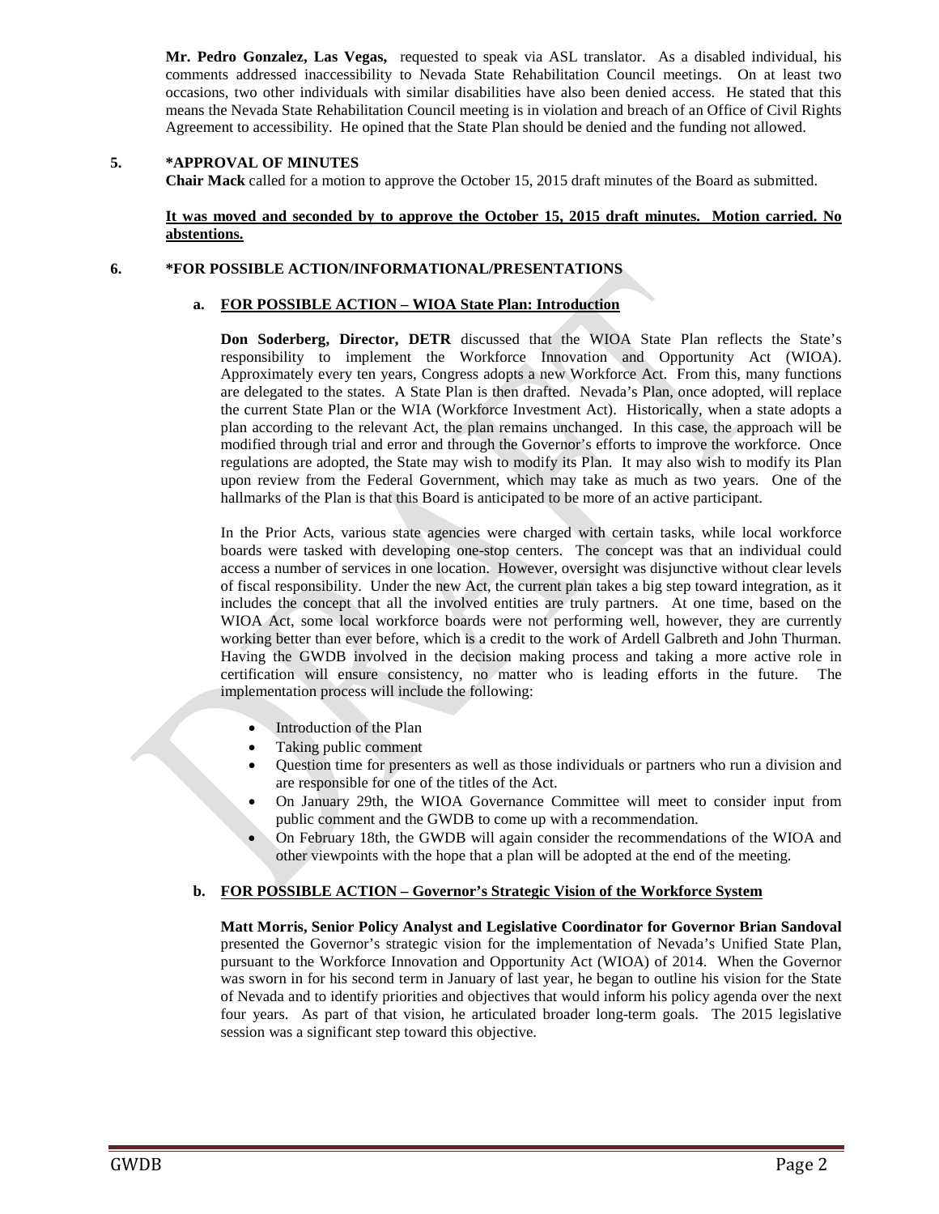**Mr. Pedro Gonzalez, Las Vegas,** requested to speak via ASL translator. As a disabled individual, his comments addressed inaccessibility to Nevada State Rehabilitation Council meetings. On at least two occasions, two other individuals with similar disabilities have also been denied access. He stated that this means the Nevada State Rehabilitation Council meeting is in violation and breach of an Office of Civil Rights Agreement to accessibility. He opined that the State Plan should be denied and the funding not allowed.

## 5. *APPROVAL OF MINUTES

**Chair Mack** called for a motion to approve the October 15, 2015 draft minutes of the Board as submitted.

**It was moved and seconded by to approve the October 15, 2015 draft minutes. Motion carried. No abstentions.**

## 6. *FOR POSSIBLE ACTION/INFORMATIONAL/PRESENTATIONS

### a. FOR POSSIBLE ACTION – WIOA State Plan: Introduction

**Don Soderberg, Director, DETR** discussed that the WIOA State Plan reflects the State's responsibility to implement the Workforce Innovation and Opportunity Act (WIOA). Approximately every ten years, Congress adopts a new Workforce Act. From this, many functions are delegated to the states. A State Plan is then drafted. Nevada's Plan, once adopted, will replace the current State Plan or the WIA (Workforce Investment Act). Historically, when a state adopts a plan according to the relevant Act, the plan remains unchanged. In this case, the approach will be modified through trial and error and through the Governor's efforts to improve the workforce. Once regulations are adopted, the State may wish to modify its Plan. It may also wish to modify its Plan upon review from the Federal Government, which may take as much as two years. One of the hallmarks of the Plan is that this Board is anticipated to be more of an active participant.

In the Prior Acts, various state agencies were charged with certain tasks, while local workforce boards were tasked with developing one-stop centers. The concept was that an individual could access a number of services in one location. However, oversight was disjunctive without clear levels of fiscal responsibility. Under the new Act, the current plan takes a big step toward integration, as it includes the concept that all the involved entities are truly partners. At one time, based on the WIOA Act, some local workforce boards were not performing well, however, they are currently working better than ever before, which is a credit to the work of Ardell Galbreth and John Thurman. Having the GWDB involved in the decision making process and taking a more active role in certification will ensure consistency, no matter who is leading efforts in the future. The implementation process will include the following:

- Introduction of the Plan
- Taking public comment
- Question time for presenters as well as those individuals or partners who run a division and are responsible for one of the titles of the Act.
- On January 29th, the WIOA Governance Committee will meet to consider input from public comment and the GWDB to come up with a recommendation.
- On February 18th, the GWDB will again consider the recommendations of the WIOA and other viewpoints with the hope that a plan will be adopted at the end of the meeting.

### b. FOR POSSIBLE ACTION – Governor's Strategic Vision of the Workforce System

**Matt Morris, Senior Policy Analyst and Legislative Coordinator for Governor Brian Sandoval** presented the Governor's strategic vision for the implementation of Nevada's Unified State Plan, pursuant to the Workforce Innovation and Opportunity Act (WIOA) of 2014. When the Governor was sworn in for his second term in January of last year, he began to outline his vision for the State of Nevada and to identify priorities and objectives that would inform his policy agenda over the next four years. As part of that vision, he articulated broader long-term goals. The 2015 legislative session was a significant step toward this objective.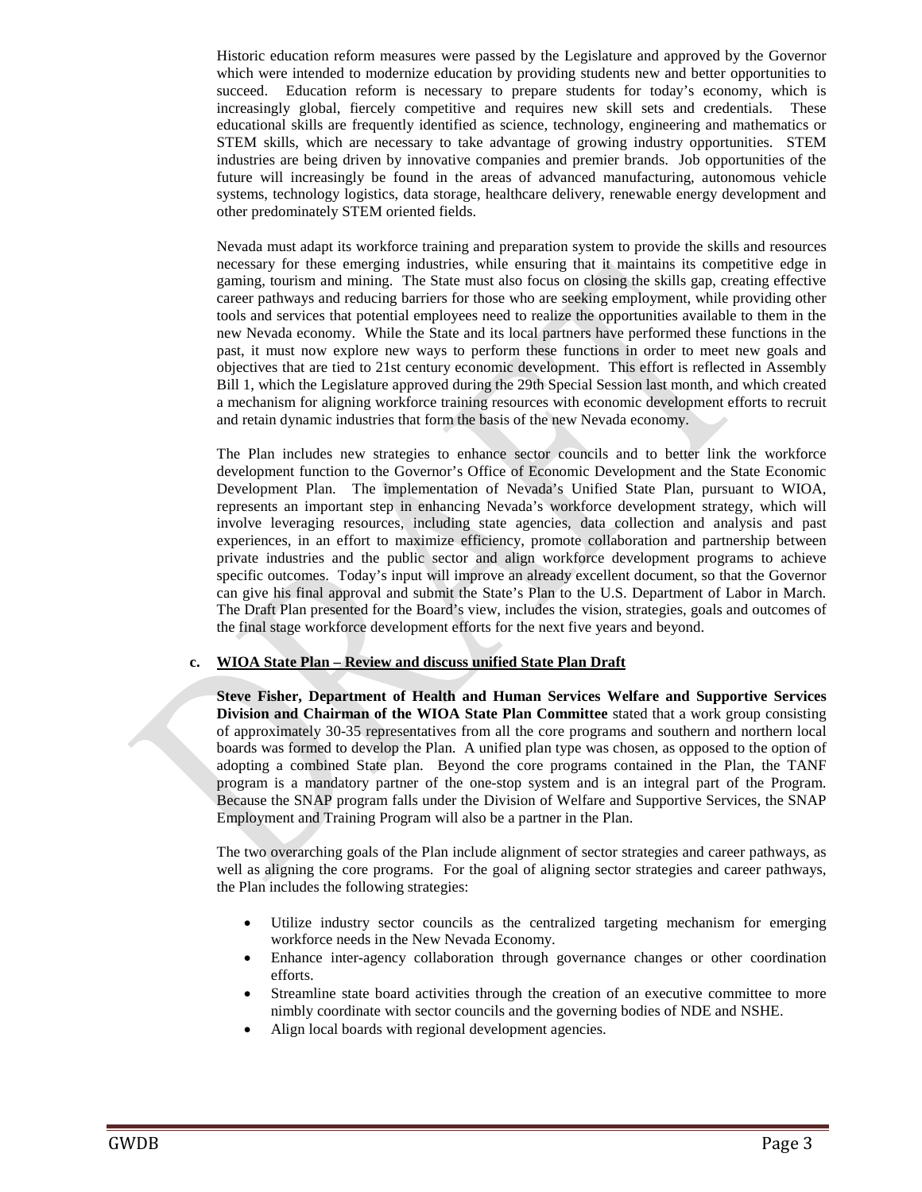Historic education reform measures were passed by the Legislature and approved by the Governor which were intended to modernize education by providing students new and better opportunities to succeed. Education reform is necessary to prepare students for today's economy, which is increasingly global, fiercely competitive and requires new skill sets and credentials. These educational skills are frequently identified as science, technology, engineering and mathematics or STEM skills, which are necessary to take advantage of growing industry opportunities. STEM industries are being driven by innovative companies and premier brands. Job opportunities of the future will increasingly be found in the areas of advanced manufacturing, autonomous vehicle systems, technology logistics, data storage, healthcare delivery, renewable energy development and other predominately STEM oriented fields.

Nevada must adapt its workforce training and preparation system to provide the skills and resources necessary for these emerging industries, while ensuring that it maintains its competitive edge in gaming, tourism and mining. The State must also focus on closing the skills gap, creating effective career pathways and reducing barriers for those who are seeking employment, while providing other tools and services that potential employees need to realize the opportunities available to them in the new Nevada economy. While the State and its local partners have performed these functions in the past, it must now explore new ways to perform these functions in order to meet new goals and objectives that are tied to 21st century economic development. This effort is reflected in Assembly Bill 1, which the Legislature approved during the 29th Special Session last month, and which created a mechanism for aligning workforce training resources with economic development efforts to recruit and retain dynamic industries that form the basis of the new Nevada economy.

The Plan includes new strategies to enhance sector councils and to better link the workforce development function to the Governor's Office of Economic Development and the State Economic Development Plan. The implementation of Nevada's Unified State Plan, pursuant to WIOA, represents an important step in enhancing Nevada's workforce development strategy, which will involve leveraging resources, including state agencies, data collection and analysis and past experiences, in an effort to maximize efficiency, promote collaboration and partnership between private industries and the public sector and align workforce development programs to achieve specific outcomes. Today's input will improve an already excellent document, so that the Governor can give his final approval and submit the State's Plan to the U.S. Department of Labor in March. The Draft Plan presented for the Board's view, includes the vision, strategies, goals and outcomes of the final stage workforce development efforts for the next five years and beyond.

**c. WIOA State Plan – Review and discuss unified State Plan Draft**

**Steve Fisher, Department of Health and Human Services Welfare and Supportive Services Division and Chairman of the WIOA State Plan Committee** stated that a work group consisting of approximately 30-35 representatives from all the core programs and southern and northern local boards was formed to develop the Plan. A unified plan type was chosen, as opposed to the option of adopting a combined State plan. Beyond the core programs contained in the Plan, the TANF program is a mandatory partner of the one-stop system and is an integral part of the Program. Because the SNAP program falls under the Division of Welfare and Supportive Services, the SNAP Employment and Training Program will also be a partner in the Plan.

The two overarching goals of the Plan include alignment of sector strategies and career pathways, as well as aligning the core programs. For the goal of aligning sector strategies and career pathways, the Plan includes the following strategies:

- Utilize industry sector councils as the centralized targeting mechanism for emerging workforce needs in the New Nevada Economy.
- Enhance inter-agency collaboration through governance changes or other coordination efforts.
- Streamline state board activities through the creation of an executive committee to more nimbly coordinate with sector councils and the governing bodies of NDE and NSHE.
- Align local boards with regional development agencies.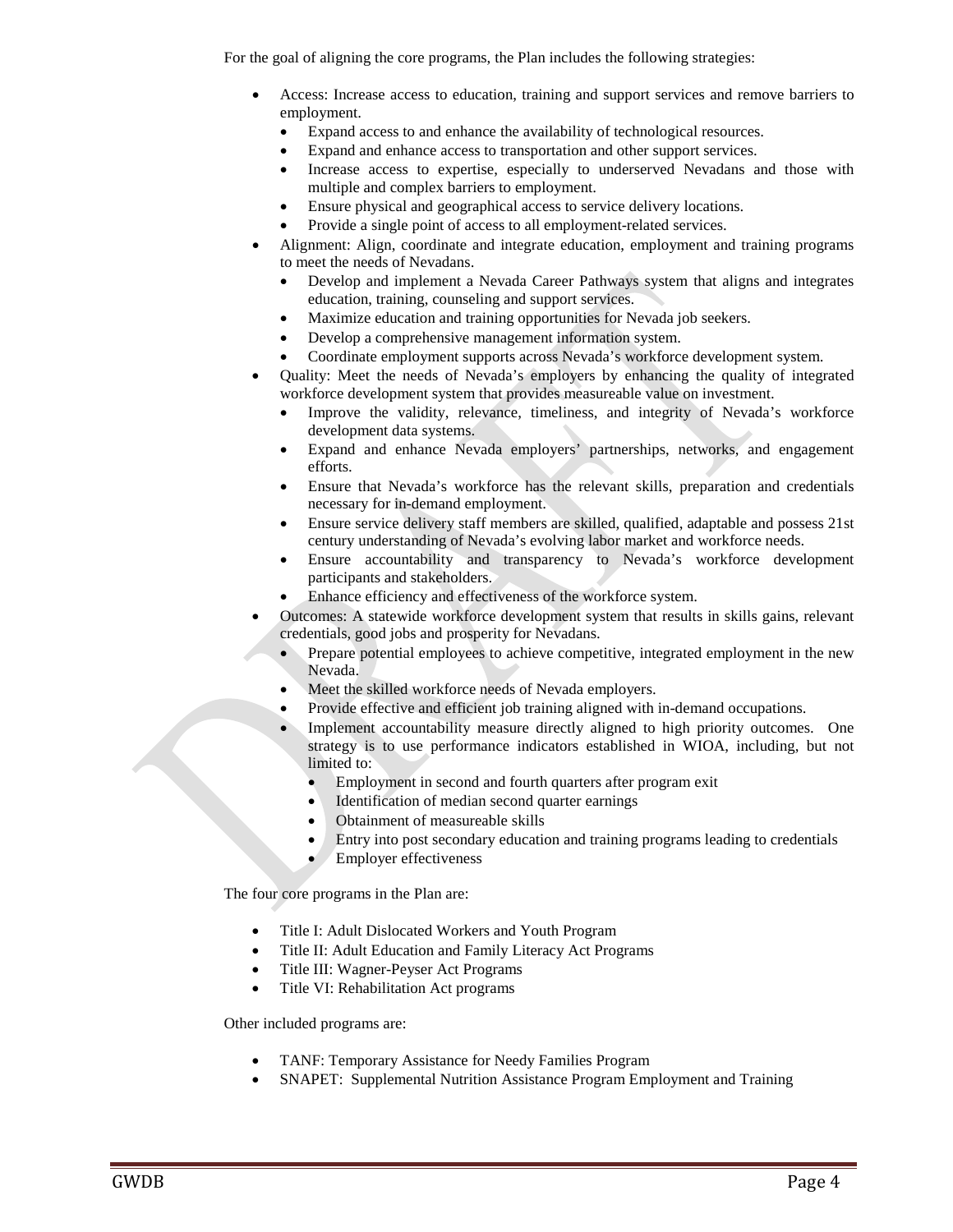For the goal of aligning the core programs, the Plan includes the following strategies:

- Access: Increase access to education, training and support services and remove barriers to employment.
  - Expand access to and enhance the availability of technological resources.
  - Expand and enhance access to transportation and other support services.
  - Increase access to expertise, especially to underserved Nevadans and those with multiple and complex barriers to employment.
  - Ensure physical and geographical access to service delivery locations.
  - Provide a single point of access to all employment-related services.
- Alignment: Align, coordinate and integrate education, employment and training programs to meet the needs of Nevadans.
  - Develop and implement a Nevada Career Pathways system that aligns and integrates education, training, counseling and support services.
  - Maximize education and training opportunities for Nevada job seekers.
  - Develop a comprehensive management information system.
  - Coordinate employment supports across Nevada's workforce development system.
- Quality: Meet the needs of Nevada's employers by enhancing the quality of integrated workforce development system that provides measureable value on investment.
  - Improve the validity, relevance, timeliness, and integrity of Nevada's workforce development data systems.
  - Expand and enhance Nevada employers' partnerships, networks, and engagement efforts.
  - Ensure that Nevada's workforce has the relevant skills, preparation and credentials necessary for in-demand employment.
  - Ensure service delivery staff members are skilled, qualified, adaptable and possess 21st century understanding of Nevada's evolving labor market and workforce needs.
  - Ensure accountability and transparency to Nevada's workforce development participants and stakeholders.
  - Enhance efficiency and effectiveness of the workforce system.
- Outcomes: A statewide workforce development system that results in skills gains, relevant credentials, good jobs and prosperity for Nevadans.
  - Prepare potential employees to achieve competitive, integrated employment in the new Nevada.
  - Meet the skilled workforce needs of Nevada employers.
  - Provide effective and efficient job training aligned with in-demand occupations.
  - Implement accountability measure directly aligned to high priority outcomes. One strategy is to use performance indicators established in WIOA, including, but not limited to:
    - Employment in second and fourth quarters after program exit
    - Identification of median second quarter earnings
    - Obtainment of measureable skills
    - Entry into post secondary education and training programs leading to credentials
    - Employer effectiveness

The four core programs in the Plan are:

- Title I: Adult Dislocated Workers and Youth Program
- Title II: Adult Education and Family Literacy Act Programs
- Title III: Wagner-Peyser Act Programs
- Title VI: Rehabilitation Act programs

Other included programs are:

- TANF: Temporary Assistance for Needy Families Program
- SNAPET: Supplemental Nutrition Assistance Program Employment and Training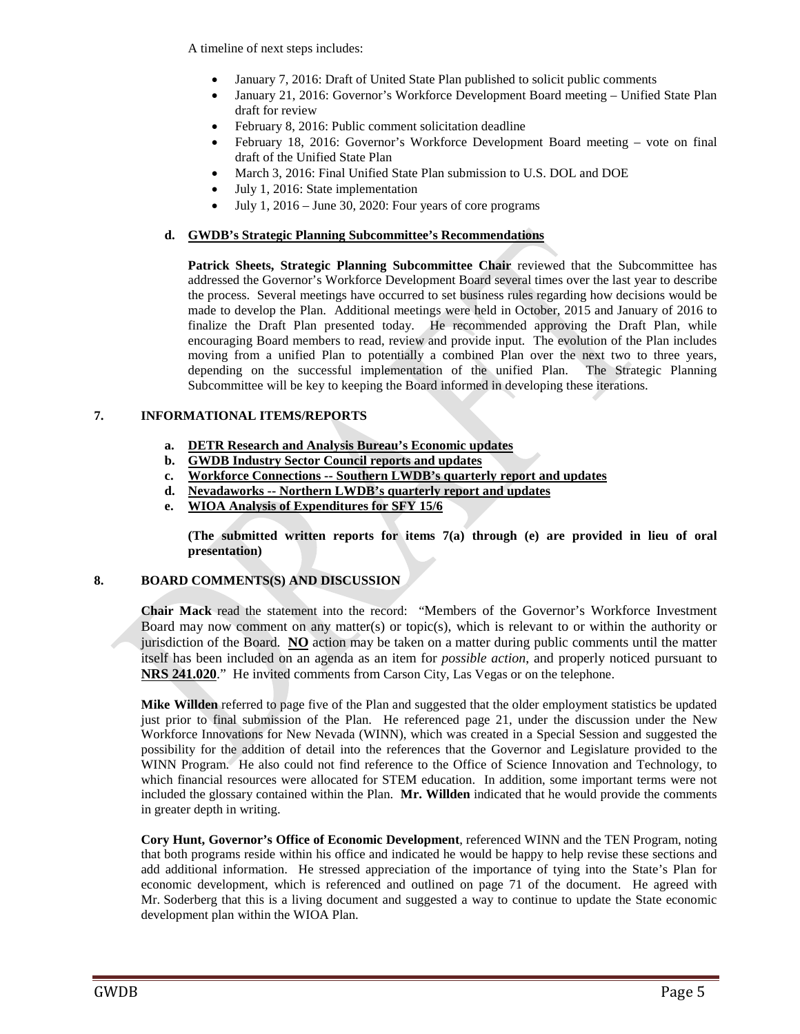A timeline of next steps includes:

- January 7, 2016: Draft of United State Plan published to solicit public comments
- January 21, 2016: Governor's Workforce Development Board meeting – Unified State Plan draft for review
- February 8, 2016: Public comment solicitation deadline
- February 18, 2016: Governor's Workforce Development Board meeting – vote on final draft of the Unified State Plan
- March 3, 2016: Final Unified State Plan submission to U.S. DOL and DOE
- July 1, 2016: State implementation
- July 1, 2016 – June 30, 2020: Four years of core programs

**d. GWDB's Strategic Planning Subcommittee's Recommendations**

**Patrick Sheets, Strategic Planning Subcommittee Chair** reviewed that the Subcommittee has addressed the Governor's Workforce Development Board several times over the last year to describe the process. Several meetings have occurred to set business rules regarding how decisions would be made to develop the Plan. Additional meetings were held in October, 2015 and January of 2016 to finalize the Draft Plan presented today. He recommended approving the Draft Plan, while encouraging Board members to read, review and provide input. The evolution of the Plan includes moving from a unified Plan to potentially a combined Plan over the next two to three years, depending on the successful implementation of the unified Plan. The Strategic Planning Subcommittee will be key to keeping the Board informed in developing these iterations.

## 7. INFORMATIONAL ITEMS/REPORTS

**a. DETR Research and Analysis Bureau's Economic updates**
**b. GWDB Industry Sector Council reports and updates**
**c. Workforce Connections -- Southern LWDB's quarterly report and updates**
**d. Nevadaworks -- Northern LWDB's quarterly report and updates**
**e. WIOA Analysis of Expenditures for SFY 15/6**

**(The submitted written reports for items 7(a) through (e) are provided in lieu of oral presentation)**

## 8. BOARD COMMENTS(S) AND DISCUSSION

**Chair Mack** read the statement into the record: "Members of the Governor's Workforce Investment Board may now comment on any matter(s) or topic(s), which is relevant to or within the authority or jurisdiction of the Board. **NO** action may be taken on a matter during public comments until the matter itself has been included on an agenda as an item for *possible action*, and properly noticed pursuant to **NRS 241.020**." He invited comments from Carson City, Las Vegas or on the telephone.

**Mike Willden** referred to page five of the Plan and suggested that the older employment statistics be updated just prior to final submission of the Plan. He referenced page 21, under the discussion under the New Workforce Innovations for New Nevada (WINN), which was created in a Special Session and suggested the possibility for the addition of detail into the references that the Governor and Legislature provided to the WINN Program. He also could not find reference to the Office of Science Innovation and Technology, to which financial resources were allocated for STEM education. In addition, some important terms were not included the glossary contained within the Plan. **Mr. Willden** indicated that he would provide the comments in greater depth in writing.

**Cory Hunt, Governor's Office of Economic Development**, referenced WINN and the TEN Program, noting that both programs reside within his office and indicated he would be happy to help revise these sections and add additional information. He stressed appreciation of the importance of tying into the State's Plan for economic development, which is referenced and outlined on page 71 of the document. He agreed with Mr. Soderberg that this is a living document and suggested a way to continue to update the State economic development plan within the WIOA Plan.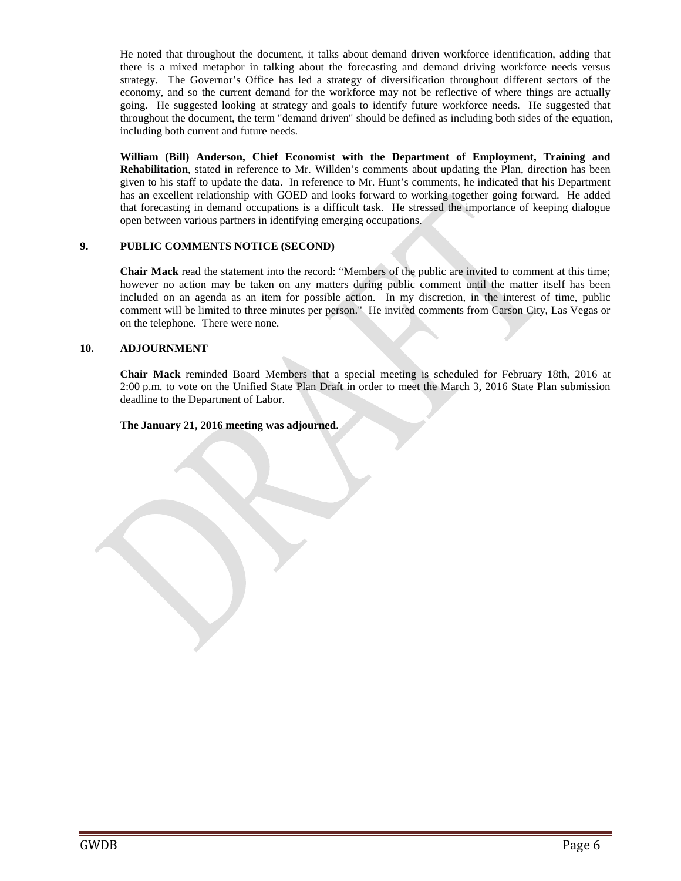He noted that throughout the document, it talks about demand driven workforce identification, adding that there is a mixed metaphor in talking about the forecasting and demand driving workforce needs versus strategy. The Governor's Office has led a strategy of diversification throughout different sectors of the economy, and so the current demand for the workforce may not be reflective of where things are actually going. He suggested looking at strategy and goals to identify future workforce needs. He suggested that throughout the document, the term "demand driven" should be defined as including both sides of the equation, including both current and future needs.

**William (Bill) Anderson, Chief Economist with the Department of Employment, Training and Rehabilitation**, stated in reference to Mr. Willden's comments about updating the Plan, direction has been given to his staff to update the data. In reference to Mr. Hunt's comments, he indicated that his Department has an excellent relationship with GOED and looks forward to working together going forward. He added that forecasting in demand occupations is a difficult task. He stressed the importance of keeping dialogue open between various partners in identifying emerging occupations.

## 9. PUBLIC COMMENTS NOTICE (SECOND)

**Chair Mack** read the statement into the record: "Members of the public are invited to comment at this time; however no action may be taken on any matters during public comment until the matter itself has been included on an agenda as an item for possible action. In my discretion, in the interest of time, public comment will be limited to three minutes per person." He invited comments from Carson City, Las Vegas or on the telephone. There were none.

## 10. ADJOURNMENT

**Chair Mack** reminded Board Members that a special meeting is scheduled for February 18th, 2016 at 2:00 p.m. to vote on the Unified State Plan Draft in order to meet the March 3, 2016 State Plan submission deadline to the Department of Labor.

**The January 21, 2016 meeting was adjourned.**